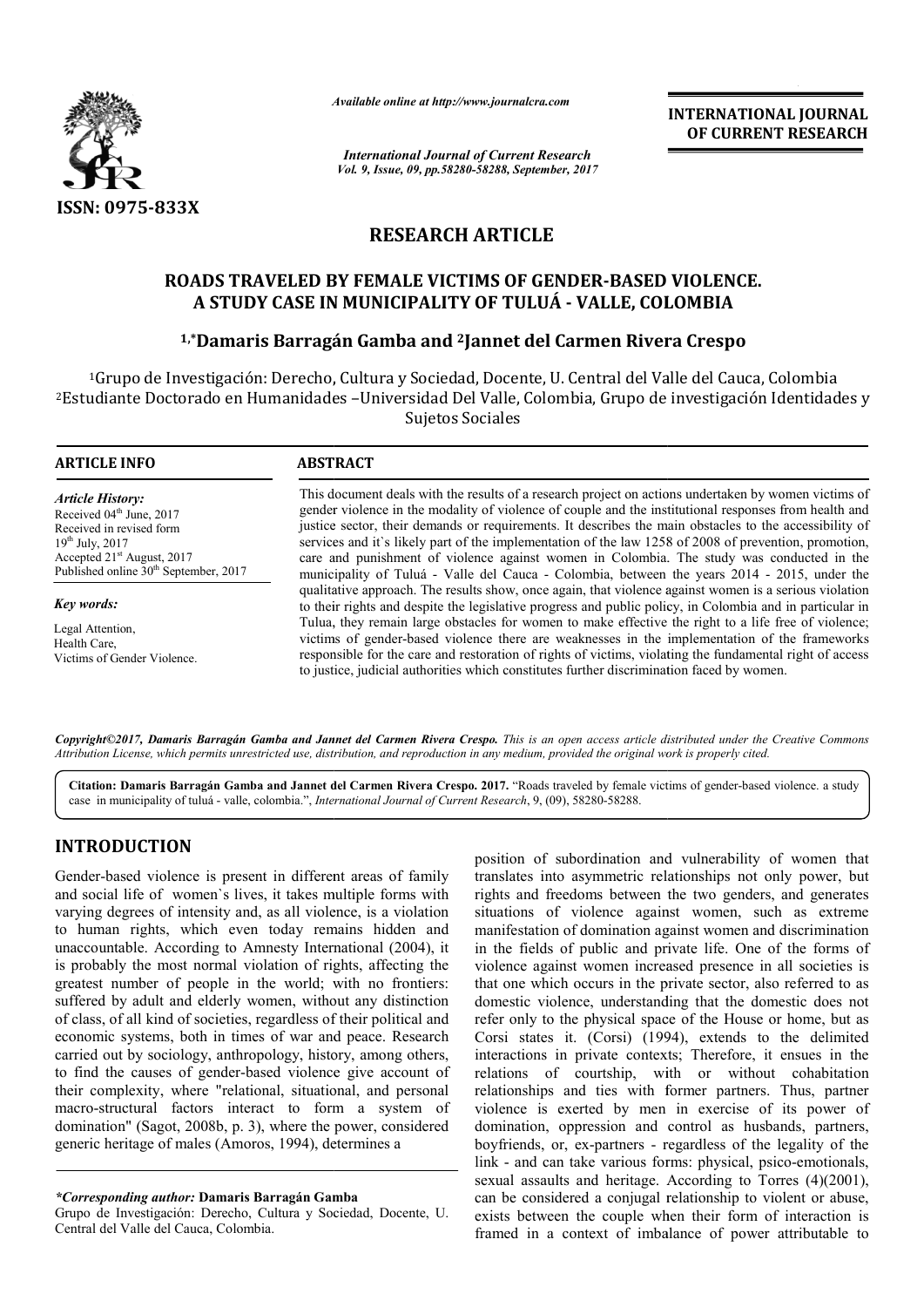# RESEARCH ARTICLE

## ROADS TRAVELED BY FEMALE VICTIMS OF GENDER-BASED VIOLENCE. A STUDY CASE IN MUNICIPALITY OF TULUÁ - VALLE, COLOMBIA

**[1,*]Damaris Barragán Gamba and [2]Jannet del Carmen Rivera Crespo**

[1]Grupo de Investigación: Derecho, Cultura y Sociedad, Docente, U. Central del Valle del Cauca, Colombia
[2]Estudiante Doctorado en Humanidades –Universidad Del Valle, Colombia, Grupo de investigación Identidades y Sujetos Sociales

### ARTICLE INFO

*Article History:*
Received 04th June, 2017
Received in revised form 19th July, 2017
Accepted 21st August, 2017
Published online 30th September, 2017

*Key words:*
Legal Attention,
Health Care,
Victims of Gender Violence.

### ABSTRACT

This document deals with the results of a research project on actions undertaken by women victims of gender violence in the modality of violence of couple and the institutional responses from health and justice sector, their demands or requirements. It describes the main obstacles to the accessibility of services and it`s likely part of the implementation of the law 1258 of 2008 of prevention, promotion, care and punishment of violence against women in Colombia. The study was conducted in the municipality of Tuluá - Valle del Cauca - Colombia, between the years 2014 - 2015, under the qualitative approach. The results show, once again, that violence against women is a serious violation to their rights and despite the legislative progress and public policy, in Colombia and in particular in Tulua, they remain large obstacles for women to make effective the right to a life free of violence; victims of gender-based violence there are weaknesses in the implementation of the frameworks responsible for the care and restoration of rights of victims, violating the fundamental right of access to justice, judicial authorities which constitutes further discrimination faced by women.

*Copyright©2017, Damaris Barragán Gamba and Jannet del Carmen Rivera Crespo. This is an open access article distributed under the Creative Commons Attribution License, which permits unrestricted use, distribution, and reproduction in any medium, provided the original work is properly cited.*

**Citation: Damaris Barragán Gamba and Jannet del Carmen Rivera Crespo. 2017.** "Roads traveled by female victims of gender-based violence. a study case in municipality of tuluá - valle, colombia.", *International Journal of Current Research*, 9, (09), 58280-58288.

## INTRODUCTION

Gender-based violence is present in different areas of family and social life of women`s lives, it takes multiple forms with varying degrees of intensity and, as all violence, is a violation to human rights, which even today remains hidden and unaccountable. According to Amnesty International (2004), it is probably the most normal violation of rights, affecting the greatest number of people in the world; with no frontiers: suffered by adult and elderly women, without any distinction of class, of all kind of societies, regardless of their political and economic systems, both in times of war and peace. Research carried out by sociology, anthropology, history, among others, to find the causes of gender-based violence give account of their complexity, where "relational, situational, and personal macro-structural factors interact to form a system of domination" (Sagot, 2008b, p. 3), where the power, considered generic heritage of males (Amoros, 1994), determines a position of subordination and vulnerability of women that translates into asymmetric relationships not only power, but rights and freedoms between the two genders, and generates situations of violence against women, such as extreme manifestation of domination against women and discrimination in the fields of public and private life. One of the forms of violence against women increased presence in all societies is that one which occurs in the private sector, also referred to as domestic violence, understanding that the domestic does not refer only to the physical space of the House or home, but as Corsi states it. (Corsi) (1994), extends to the delimited interactions in private contexts; Therefore, it ensues in the relations of courtship, with or without cohabitation relationships and ties with former partners. Thus, partner violence is exerted by men in exercise of its power of domination, oppression and control as husbands, partners, boyfriends, or, ex-partners - regardless of the legality of the link - and can take various forms: physical, psico-emotionals, sexual assaults and heritage. According to Torres (4)(2001), can be considered a conjugal relationship to violent or abuse, exists between the couple when their form of interaction is framed in a context of imbalance of power attributable to

*\*Corresponding author:* **Damaris Barragán Gamba**
Grupo de Investigación: Derecho, Cultura y Sociedad, Docente, U. Central del Valle del Cauca, Colombia.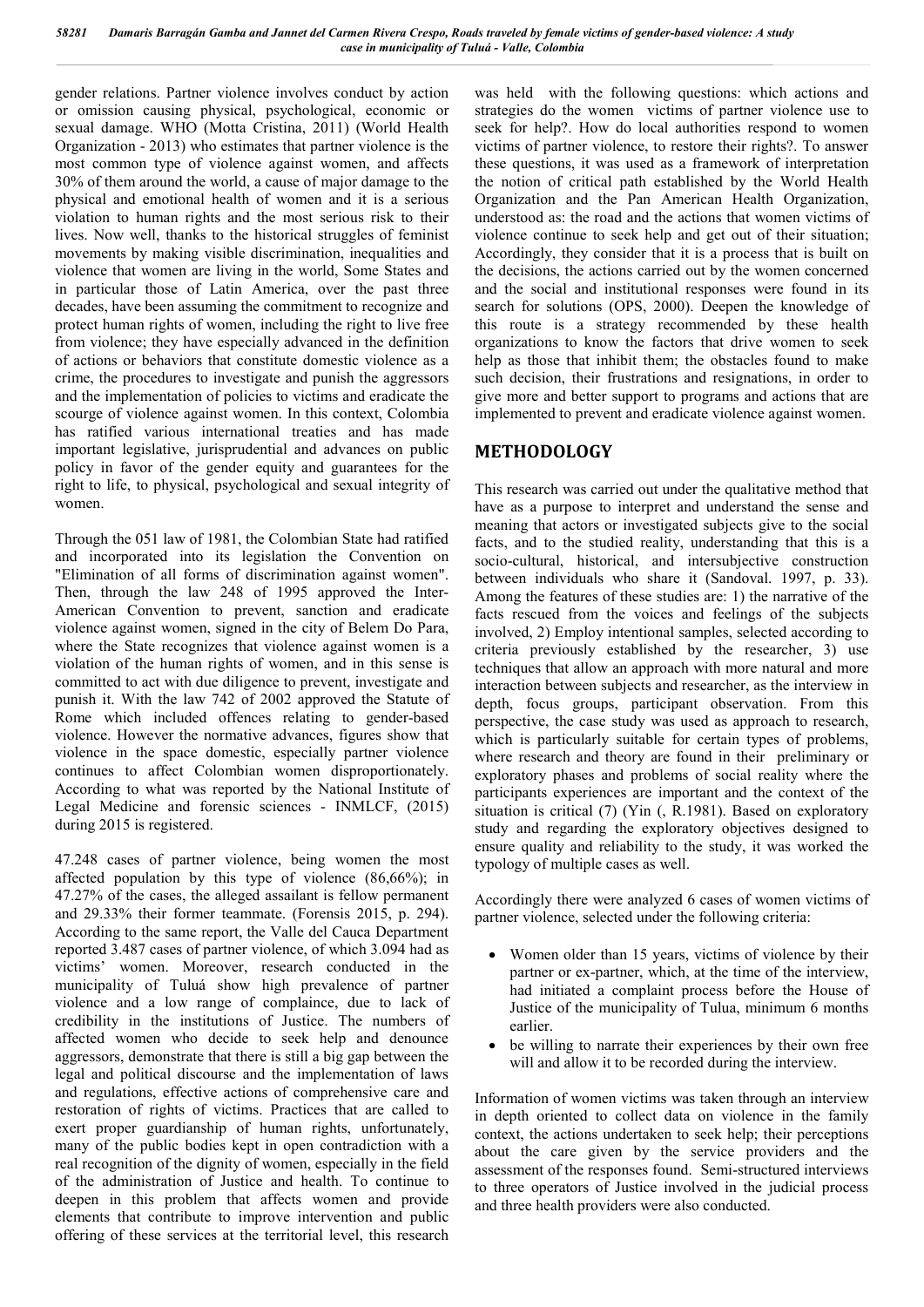gender relations. Partner violence involves conduct by action or omission causing physical, psychological, economic or sexual damage. WHO (Motta Cristina, 2011) (World Health Organization - 2013) who estimates that partner violence is the most common type of violence against women, and affects 30% of them around the world, a cause of major damage to the physical and emotional health of women and it is a serious violation to human rights and the most serious risk to their lives. Now well, thanks to the historical struggles of feminist movements by making visible discrimination, inequalities and violence that women are living in the world, Some States and in particular those of Latin America, over the past three decades, have been assuming the commitment to recognize and protect human rights of women, including the right to live free from violence; they have especially advanced in the definition of actions or behaviors that constitute domestic violence as a crime, the procedures to investigate and punish the aggressors and the implementation of policies to victims and eradicate the scourge of violence against women. In this context, Colombia has ratified various international treaties and has made important legislative, jurisprudential and advances on public policy in favor of the gender equity and guarantees for the right to life, to physical, psychological and sexual integrity of women.

Through the 051 law of 1981, the Colombian State had ratified and incorporated into its legislation the Convention on "Elimination of all forms of discrimination against women". Then, through the law 248 of 1995 approved the Inter-American Convention to prevent, sanction and eradicate violence against women, signed in the city of Belem Do Para, where the State recognizes that violence against women is a violation of the human rights of women, and in this sense is committed to act with due diligence to prevent, investigate and punish it. With the law 742 of 2002 approved the Statute of Rome which included offences relating to gender-based violence. However the normative advances, figures show that violence in the space domestic, especially partner violence continues to affect Colombian women disproportionately. According to what was reported by the National Institute of Legal Medicine and forensic sciences - INMLCF, (2015) during 2015 is registered.

47.248 cases of partner violence, being women the most affected population by this type of violence (86,66%); in 47.27% of the cases, the alleged assailant is fellow permanent and 29.33% their former teammate. (Forensis 2015, p. 294). According to the same report, the Valle del Cauca Department reported 3.487 cases of partner violence, of which 3.094 had as victims' women. Moreover, research conducted in the municipality of Tuluá show high prevalence of partner violence and a low range of complaince, due to lack of credibility in the institutions of Justice. The numbers of affected women who decide to seek help and denounce aggressors, demonstrate that there is still a big gap between the legal and political discourse and the implementation of laws and regulations, effective actions of comprehensive care and restoration of rights of victims. Practices that are called to exert proper guardianship of human rights, unfortunately, many of the public bodies kept in open contradiction with a real recognition of the dignity of women, especially in the field of the administration of Justice and health. To continue to deepen in this problem that affects women and provide elements that contribute to improve intervention and public offering of these services at the territorial level, this research was held with the following questions: which actions and strategies do the women victims of partner violence use to seek for help?. How do local authorities respond to women victims of partner violence, to restore their rights?. To answer these questions, it was used as a framework of interpretation the notion of critical path established by the World Health Organization and the Pan American Health Organization, understood as: the road and the actions that women victims of violence continue to seek help and get out of their situation; Accordingly, they consider that it is a process that is built on the decisions, the actions carried out by the women concerned and the social and institutional responses were found in its search for solutions (OPS, 2000). Deepen the knowledge of this route is a strategy recommended by these health organizations to know the factors that drive women to seek help as those that inhibit them; the obstacles found to make such decision, their frustrations and resignations, in order to give more and better support to programs and actions that are implemented to prevent and eradicate violence against women.

## METHODOLOGY

This research was carried out under the qualitative method that have as a purpose to interpret and understand the sense and meaning that actors or investigated subjects give to the social facts, and to the studied reality, understanding that this is a socio-cultural, historical, and intersubjective construction between individuals who share it (Sandoval. 1997, p. 33). Among the features of these studies are: 1) the narrative of the facts rescued from the voices and feelings of the subjects involved, 2) Employ intentional samples, selected according to criteria previously established by the researcher, 3) use techniques that allow an approach with more natural and more interaction between subjects and researcher, as the interview in depth, focus groups, participant observation. From this perspective, the case study was used as approach to research, which is particularly suitable for certain types of problems, where research and theory are found in their preliminary or exploratory phases and problems of social reality where the participants experiences are important and the context of the situation is critical (7) (Yin (, R.1981). Based on exploratory study and regarding the exploratory objectives designed to ensure quality and reliability to the study, it was worked the typology of multiple cases as well.

Accordingly there were analyzed 6 cases of women victims of partner violence, selected under the following criteria:

- Women older than 15 years, victims of violence by their partner or ex-partner, which, at the time of the interview, had initiated a complaint process before the House of Justice of the municipality of Tulua, minimum 6 months earlier.
- be willing to narrate their experiences by their own free will and allow it to be recorded during the interview.

Information of women victims was taken through an interview in depth oriented to collect data on violence in the family context, the actions undertaken to seek help; their perceptions about the care given by the service providers and the assessment of the responses found. Semi-structured interviews to three operators of Justice involved in the judicial process and three health providers were also conducted.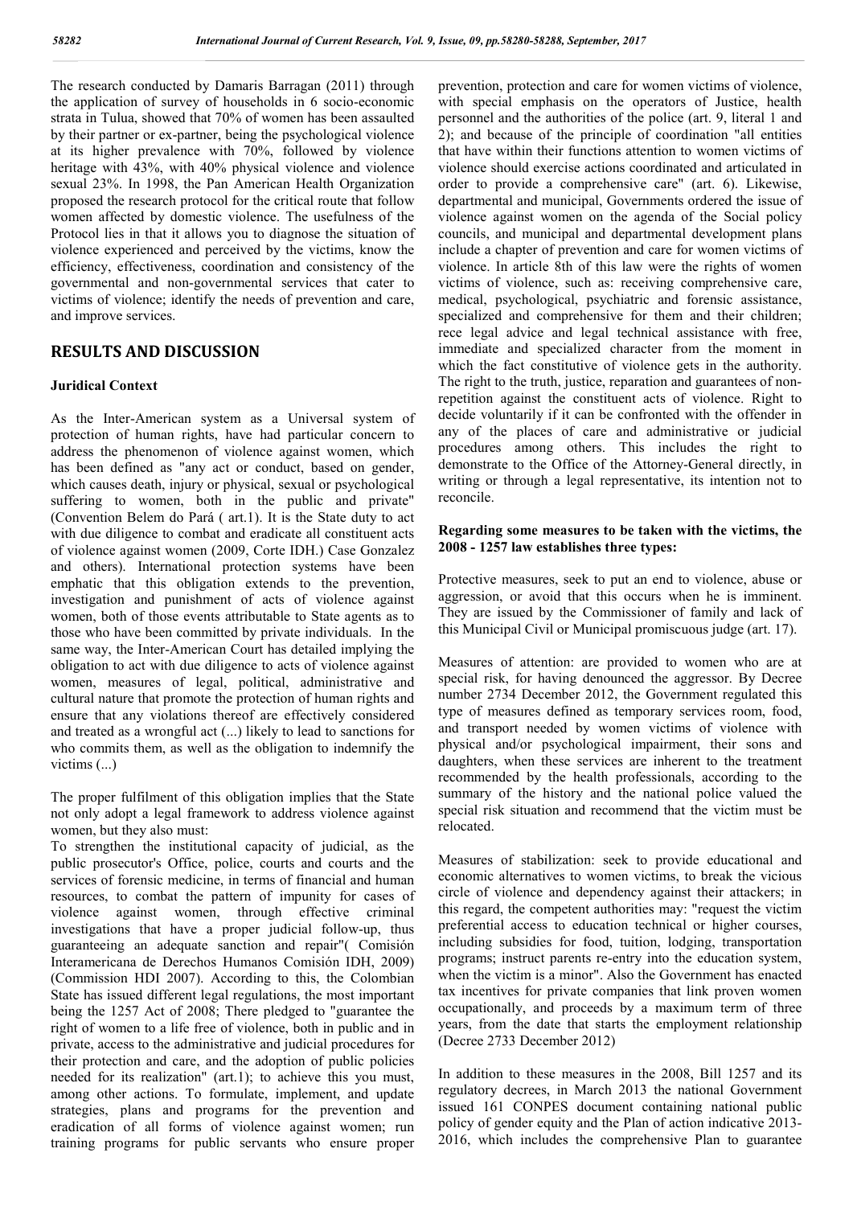The research conducted by Damaris Barragan (2011) through the application of survey of households in 6 socio-economic strata in Tulua, showed that 70% of women has been assaulted by their partner or ex-partner, being the psychological violence at its higher prevalence with 70%, followed by violence heritage with 43%, with 40% physical violence and violence sexual 23%. In 1998, the Pan American Health Organization proposed the research protocol for the critical route that follow women affected by domestic violence. The usefulness of the Protocol lies in that it allows you to diagnose the situation of violence experienced and perceived by the victims, know the efficiency, effectiveness, coordination and consistency of the governmental and non-governmental services that cater to victims of violence; identify the needs of prevention and care, and improve services.

## RESULTS AND DISCUSSION

### Juridical Context

As the Inter-American system as a Universal system of protection of human rights, have had particular concern to address the phenomenon of violence against women, which has been defined as "any act or conduct, based on gender, which causes death, injury or physical, sexual or psychological suffering to women, both in the public and private" (Convention Belem do Pará ( art.1). It is the State duty to act with due diligence to combat and eradicate all constituent acts of violence against women (2009, Corte IDH.) Case Gonzalez and others). International protection systems have been emphatic that this obligation extends to the prevention, investigation and punishment of acts of violence against women, both of those events attributable to State agents as to those who have been committed by private individuals. In the same way, the Inter-American Court has detailed implying the obligation to act with due diligence to acts of violence against women, measures of legal, political, administrative and cultural nature that promote the protection of human rights and ensure that any violations thereof are effectively considered and treated as a wrongful act (...) likely to lead to sanctions for who commits them, as well as the obligation to indemnify the victims (...)

The proper fulfilment of this obligation implies that the State not only adopt a legal framework to address violence against women, but they also must:

To strengthen the institutional capacity of judicial, as the public prosecutor's Office, police, courts and courts and the services of forensic medicine, in terms of financial and human resources, to combat the pattern of impunity for cases of violence against women, through effective criminal investigations that have a proper judicial follow-up, thus guaranteeing an adequate sanction and repair"( Comisión Interamericana de Derechos Humanos Comisión IDH, 2009) (Commission HDI 2007). According to this, the Colombian State has issued different legal regulations, the most important being the 1257 Act of 2008; There pledged to "guarantee the right of women to a life free of violence, both in public and in private, access to the administrative and judicial procedures for their protection and care, and the adoption of public policies needed for its realization" (art.1); to achieve this you must, among other actions. To formulate, implement, and update strategies, plans and programs for the prevention and eradication of all forms of violence against women; run training programs for public servants who ensure proper prevention, protection and care for women victims of violence, with special emphasis on the operators of Justice, health personnel and the authorities of the police (art. 9, literal 1 and 2); and because of the principle of coordination "all entities that have within their functions attention to women victims of violence should exercise actions coordinated and articulated in order to provide a comprehensive care" (art. 6). Likewise, departmental and municipal, Governments ordered the issue of violence against women on the agenda of the Social policy councils, and municipal and departmental development plans include a chapter of prevention and care for women victims of violence. In article 8th of this law were the rights of women victims of violence, such as: receiving comprehensive care, medical, psychological, psychiatric and forensic assistance, specialized and comprehensive for them and their children; rece legal advice and legal technical assistance with free, immediate and specialized character from the moment in which the fact constitutive of violence gets in the authority. The right to the truth, justice, reparation and guarantees of non-repetition against the constituent acts of violence. Right to decide voluntarily if it can be confronted with the offender in any of the places of care and administrative or judicial procedures among others. This includes the right to demonstrate to the Office of the Attorney-General directly, in writing or through a legal representative, its intention not to reconcile.

#### Regarding some measures to be taken with the victims, the 2008 - 1257 law establishes three types:

Protective measures, seek to put an end to violence, abuse or aggression, or avoid that this occurs when he is imminent. They are issued by the Commissioner of family and lack of this Municipal Civil or Municipal promiscuous judge (art. 17).

Measures of attention: are provided to women who are at special risk, for having denounced the aggressor. By Decree number 2734 December 2012, the Government regulated this type of measures defined as temporary services room, food, and transport needed by women victims of violence with physical and/or psychological impairment, their sons and daughters, when these services are inherent to the treatment recommended by the health professionals, according to the summary of the history and the national police valued the special risk situation and recommend that the victim must be relocated.

Measures of stabilization: seek to provide educational and economic alternatives to women victims, to break the vicious circle of violence and dependency against their attackers; in this regard, the competent authorities may: "request the victim preferential access to education technical or higher courses, including subsidies for food, tuition, lodging, transportation programs; instruct parents re-entry into the education system, when the victim is a minor". Also the Government has enacted tax incentives for private companies that link proven women occupationally, and proceeds by a maximum term of three years, from the date that starts the employment relationship (Decree 2733 December 2012)

In addition to these measures in the 2008, Bill 1257 and its regulatory decrees, in March 2013 the national Government issued 161 CONPES document containing national public policy of gender equity and the Plan of action indicative 2013-2016, which includes the comprehensive Plan to guarantee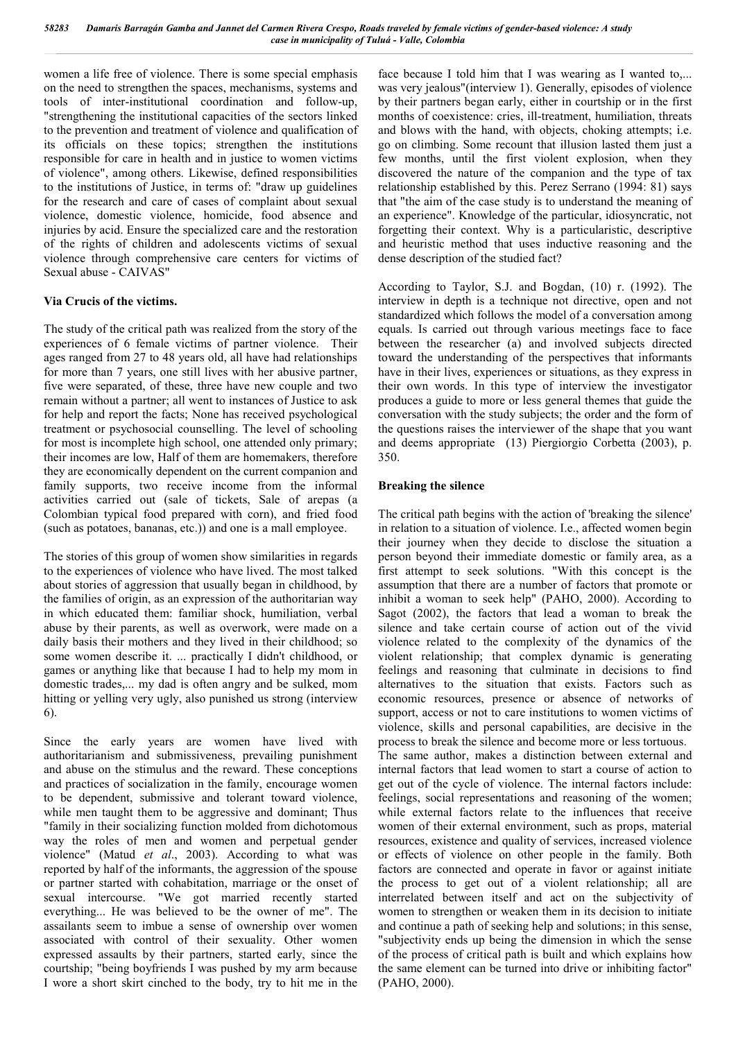women a life free of violence. There is some special emphasis on the need to strengthen the spaces, mechanisms, systems and tools of inter-institutional coordination and follow-up, "strengthening the institutional capacities of the sectors linked to the prevention and treatment of violence and qualification of its officials on these topics; strengthen the institutions responsible for care in health and in justice to women victims of violence", among others. Likewise, defined responsibilities to the institutions of Justice, in terms of: "draw up guidelines for the research and care of cases of complaint about sexual violence, domestic violence, homicide, food absence and injuries by acid. Ensure the specialized care and the restoration of the rights of children and adolescents victims of sexual violence through comprehensive care centers for victims of Sexual abuse - CAIVAS"

### Via Crucis of the victims.

The study of the critical path was realized from the story of the experiences of 6 female victims of partner violence. Their ages ranged from 27 to 48 years old, all have had relationships for more than 7 years, one still lives with her abusive partner, five were separated, of these, three have new couple and two remain without a partner; all went to instances of Justice to ask for help and report the facts; None has received psychological treatment or psychosocial counselling. The level of schooling for most is incomplete high school, one attended only primary; their incomes are low, Half of them are homemakers, therefore they are economically dependent on the current companion and family supports, two receive income from the informal activities carried out (sale of tickets, Sale of arepas (a Colombian typical food prepared with corn), and fried food (such as potatoes, bananas, etc.)) and one is a mall employee.

The stories of this group of women show similarities in regards to the experiences of violence who have lived. The most talked about stories of aggression that usually began in childhood, by the families of origin, as an expression of the authoritarian way in which educated them: familiar shock, humiliation, verbal abuse by their parents, as well as overwork, were made on a daily basis their mothers and they lived in their childhood; so some women describe it. ... practically I didn't childhood, or games or anything like that because I had to help my mom in domestic trades,... my dad is often angry and be sulked, mom hitting or yelling very ugly, also punished us strong (interview 6).

Since the early years are women have lived with authoritarianism and submissiveness, prevailing punishment and abuse on the stimulus and the reward. These conceptions and practices of socialization in the family, encourage women to be dependent, submissive and tolerant toward violence, while men taught them to be aggressive and dominant; Thus "family in their socializing function molded from dichotomous way the roles of men and women and perpetual gender violence" (Matud *et al*., 2003). According to what was reported by half of the informants, the aggression of the spouse or partner started with cohabitation, marriage or the onset of sexual intercourse. "We got married recently started everything... He was believed to be the owner of me". The assailants seem to imbue a sense of ownership over women associated with control of their sexuality. Other women expressed assaults by their partners, started early, since the courtship; "being boyfriends I was pushed by my arm because I wore a short skirt cinched to the body, try to hit me in the face because I told him that I was wearing as I wanted to,... was very jealous"(interview 1). Generally, episodes of violence by their partners began early, either in courtship or in the first months of coexistence: cries, ill-treatment, humiliation, threats and blows with the hand, with objects, choking attempts; i.e. go on climbing. Some recount that illusion lasted them just a few months, until the first violent explosion, when they discovered the nature of the companion and the type of tax relationship established by this. Perez Serrano (1994: 81) says that "the aim of the case study is to understand the meaning of an experience". Knowledge of the particular, idiosyncratic, not forgetting their context. Why is a particularistic, descriptive and heuristic method that uses inductive reasoning and the dense description of the studied fact?

According to Taylor, S.J. and Bogdan, (10) r. (1992). The interview in depth is a technique not directive, open and not standardized which follows the model of a conversation among equals. Is carried out through various meetings face to face between the researcher (a) and involved subjects directed toward the understanding of the perspectives that informants have in their lives, experiences or situations, as they express in their own words. In this type of interview the investigator produces a guide to more or less general themes that guide the conversation with the study subjects; the order and the form of the questions raises the interviewer of the shape that you want and deems appropriate (13) Piergiorgio Corbetta (2003), p. 350.

### Breaking the silence

The critical path begins with the action of 'breaking the silence' in relation to a situation of violence. I.e., affected women begin their journey when they decide to disclose the situation a person beyond their immediate domestic or family area, as a first attempt to seek solutions. "With this concept is the assumption that there are a number of factors that promote or inhibit a woman to seek help" (PAHO, 2000). According to Sagot (2002), the factors that lead a woman to break the silence and take certain course of action out of the vivid violence related to the complexity of the dynamics of the violent relationship; that complex dynamic is generating feelings and reasoning that culminate in decisions to find alternatives to the situation that exists. Factors such as economic resources, presence or absence of networks of support, access or not to care institutions to women victims of violence, skills and personal capabilities, are decisive in the process to break the silence and become more or less tortuous.

The same author, makes a distinction between external and internal factors that lead women to start a course of action to get out of the cycle of violence. The internal factors include: feelings, social representations and reasoning of the women; while external factors relate to the influences that receive women of their external environment, such as props, material resources, existence and quality of services, increased violence or effects of violence on other people in the family. Both factors are connected and operate in favor or against initiate the process to get out of a violent relationship; all are interrelated between itself and act on the subjectivity of women to strengthen or weaken them in its decision to initiate and continue a path of seeking help and solutions; in this sense, "subjectivity ends up being the dimension in which the sense of the process of critical path is built and which explains how the same element can be turned into drive or inhibiting factor" (PAHO, 2000).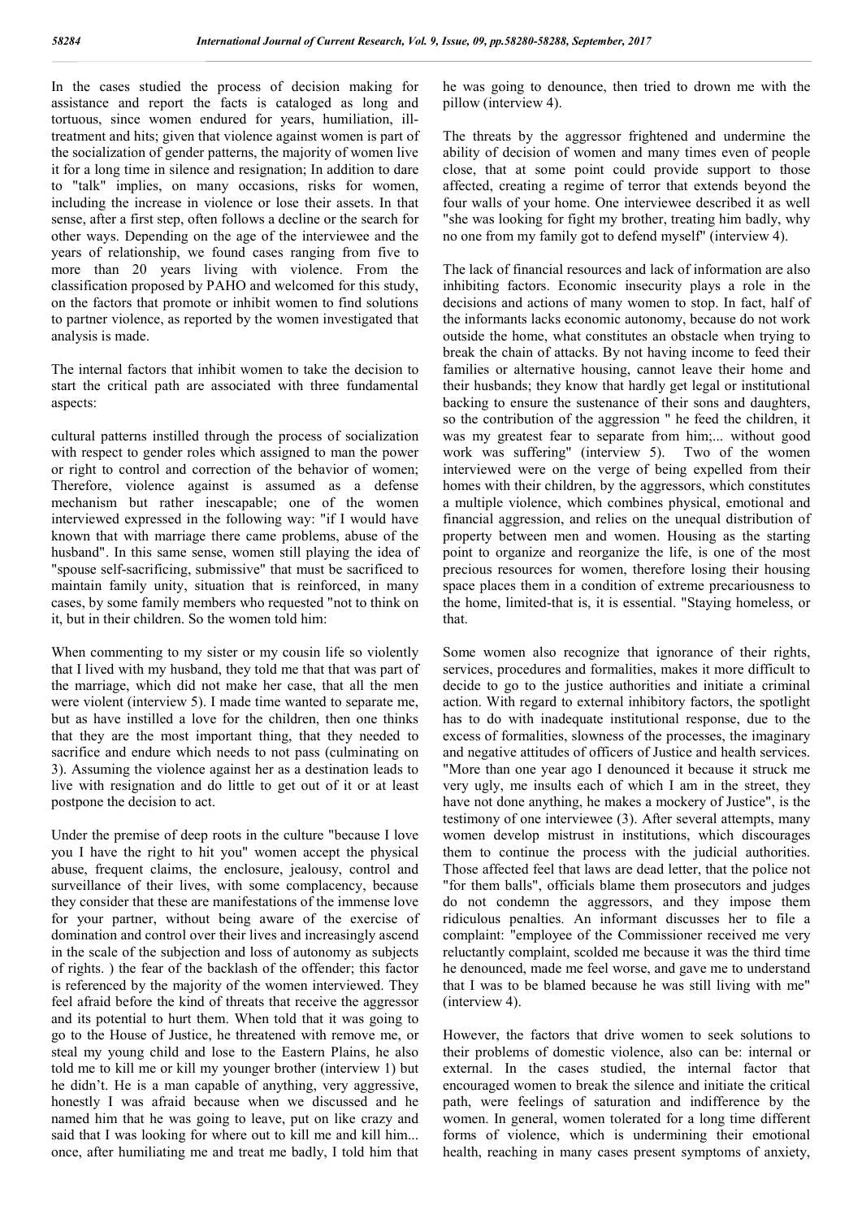In the cases studied the process of decision making for assistance and report the facts is cataloged as long and tortuous, since women endured for years, humiliation, ill-treatment and hits; given that violence against women is part of the socialization of gender patterns, the majority of women live it for a long time in silence and resignation; In addition to dare to "talk" implies, on many occasions, risks for women, including the increase in violence or lose their assets. In that sense, after a first step, often follows a decline or the search for other ways. Depending on the age of the interviewee and the years of relationship, we found cases ranging from five to more than 20 years living with violence. From the classification proposed by PAHO and welcomed for this study, on the factors that promote or inhibit women to find solutions to partner violence, as reported by the women investigated that analysis is made.

The internal factors that inhibit women to take the decision to start the critical path are associated with three fundamental aspects:

cultural patterns instilled through the process of socialization with respect to gender roles which assigned to man the power or right to control and correction of the behavior of women; Therefore, violence against is assumed as a defense mechanism but rather inescapable; one of the women interviewed expressed in the following way: "if I would have known that with marriage there came problems, abuse of the husband". In this same sense, women still playing the idea of "spouse self-sacrificing, submissive" that must be sacrificed to maintain family unity, situation that is reinforced, in many cases, by some family members who requested "not to think on it, but in their children. So the women told him:

When commenting to my sister or my cousin life so violently that I lived with my husband, they told me that that was part of the marriage, which did not make her case, that all the men were violent (interview 5). I made time wanted to separate me, but as have instilled a love for the children, then one thinks that they are the most important thing, that they needed to sacrifice and endure which needs to not pass (culminating on 3). Assuming the violence against her as a destination leads to live with resignation and do little to get out of it or at least postpone the decision to act.

Under the premise of deep roots in the culture "because I love you I have the right to hit you" women accept the physical abuse, frequent claims, the enclosure, jealousy, control and surveillance of their lives, with some complacency, because they consider that these are manifestations of the immense love for your partner, without being aware of the exercise of domination and control over their lives and increasingly ascend in the scale of the subjection and loss of autonomy as subjects of rights. ) the fear of the backlash of the offender; this factor is referenced by the majority of the women interviewed. They feel afraid before the kind of threats that receive the aggressor and its potential to hurt them. When told that it was going to go to the House of Justice, he threatened with remove me, or steal my young child and lose to the Eastern Plains, he also told me to kill me or kill my younger brother (interview 1) but he didn't. He is a man capable of anything, very aggressive, honestly I was afraid because when we discussed and he named him that he was going to leave, put on like crazy and said that I was looking for where out to kill me and kill him... once, after humiliating me and treat me badly, I told him that he was going to denounce, then tried to drown me with the pillow (interview 4).

The threats by the aggressor frightened and undermine the ability of decision of women and many times even of people close, that at some point could provide support to those affected, creating a regime of terror that extends beyond the four walls of your home. One interviewee described it as well "she was looking for fight my brother, treating him badly, why no one from my family got to defend myself" (interview 4).

The lack of financial resources and lack of information are also inhibiting factors. Economic insecurity plays a role in the decisions and actions of many women to stop. In fact, half of the informants lacks economic autonomy, because do not work outside the home, what constitutes an obstacle when trying to break the chain of attacks. By not having income to feed their families or alternative housing, cannot leave their home and their husbands; they know that hardly get legal or institutional backing to ensure the sustenance of their sons and daughters, so the contribution of the aggression " he feed the children, it was my greatest fear to separate from him;... without good work was suffering" (interview 5). Two of the women interviewed were on the verge of being expelled from their homes with their children, by the aggressors, which constitutes a multiple violence, which combines physical, emotional and financial aggression, and relies on the unequal distribution of property between men and women. Housing as the starting point to organize and reorganize the life, is one of the most precious resources for women, therefore losing their housing space places them in a condition of extreme precariousness to the home, limited-that is, it is essential. "Staying homeless, or that.

Some women also recognize that ignorance of their rights, services, procedures and formalities, makes it more difficult to decide to go to the justice authorities and initiate a criminal action. With regard to external inhibitory factors, the spotlight has to do with inadequate institutional response, due to the excess of formalities, slowness of the processes, the imaginary and negative attitudes of officers of Justice and health services. "More than one year ago I denounced it because it struck me very ugly, me insults each of which I am in the street, they have not done anything, he makes a mockery of Justice", is the testimony of one interviewee (3). After several attempts, many women develop mistrust in institutions, which discourages them to continue the process with the judicial authorities. Those affected feel that laws are dead letter, that the police not "for them balls", officials blame them prosecutors and judges do not condemn the aggressors, and they impose them ridiculous penalties. An informant discusses her to file a complaint: "employee of the Commissioner received me very reluctantly complaint, scolded me because it was the third time he denounced, made me feel worse, and gave me to understand that I was to be blamed because he was still living with me" (interview 4).

However, the factors that drive women to seek solutions to their problems of domestic violence, also can be: internal or external. In the cases studied, the internal factor that encouraged women to break the silence and initiate the critical path, were feelings of saturation and indifference by the women. In general, women tolerated for a long time different forms of violence, which is undermining their emotional health, reaching in many cases present symptoms of anxiety,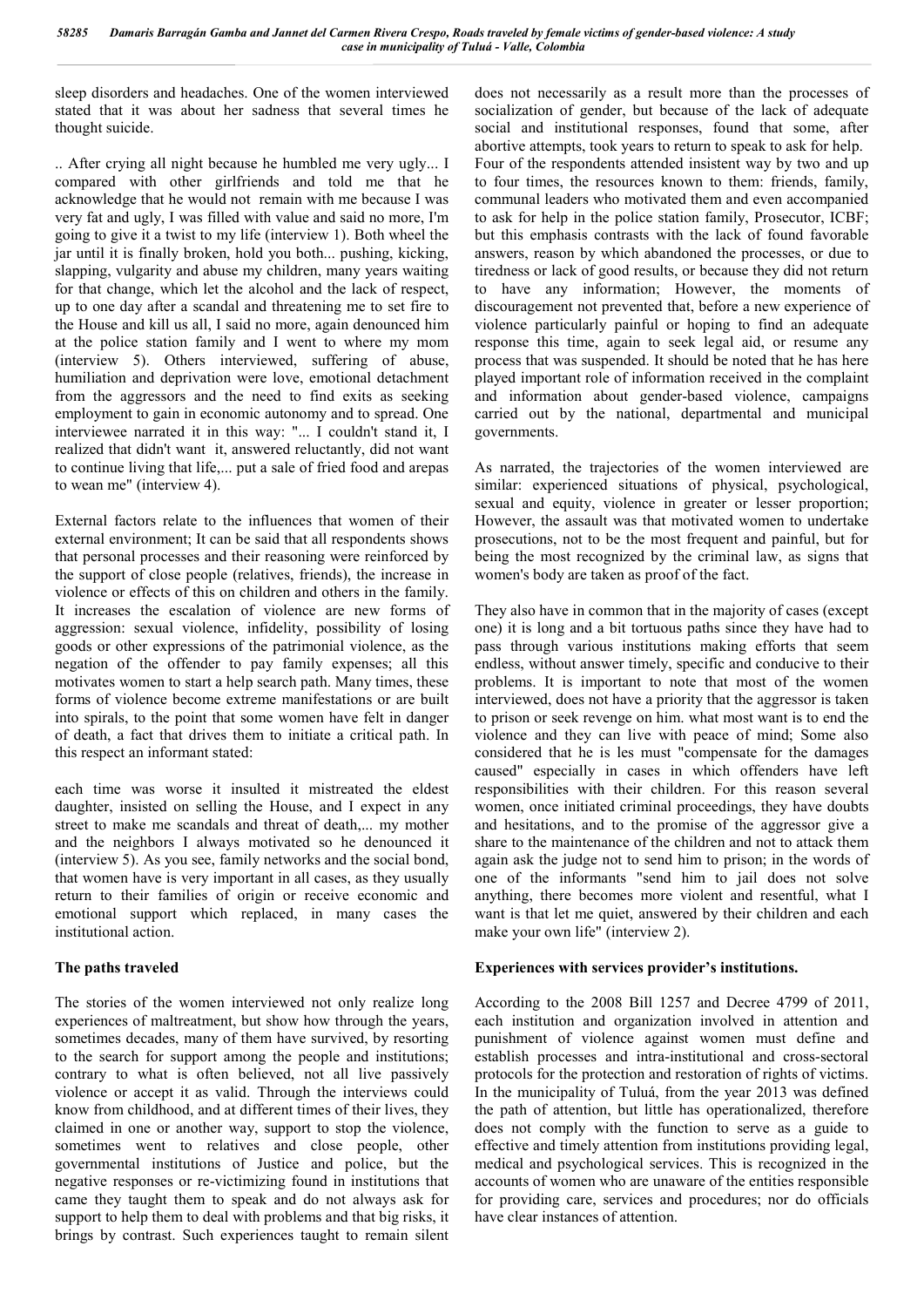sleep disorders and headaches. One of the women interviewed stated that it was about her sadness that several times he thought suicide.

.. After crying all night because he humbled me very ugly... I compared with other girlfriends and told me that he acknowledge that he would not remain with me because I was very fat and ugly, I was filled with value and said no more, I'm going to give it a twist to my life (interview 1). Both wheel the jar until it is finally broken, hold you both... pushing, kicking, slapping, vulgarity and abuse my children, many years waiting for that change, which let the alcohol and the lack of respect, up to one day after a scandal and threatening me to set fire to the House and kill us all, I said no more, again denounced him at the police station family and I went to where my mom (interview 5). Others interviewed, suffering of abuse, humiliation and deprivation were love, emotional detachment from the aggressors and the need to find exits as seeking employment to gain in economic autonomy and to spread. One interviewee narrated it in this way: "... I couldn't stand it, I realized that didn't want it, answered reluctantly, did not want to continue living that life,... put a sale of fried food and arepas to wean me" (interview 4).

External factors relate to the influences that women of their external environment; It can be said that all respondents shows that personal processes and their reasoning were reinforced by the support of close people (relatives, friends), the increase in violence or effects of this on children and others in the family. It increases the escalation of violence are new forms of aggression: sexual violence, infidelity, possibility of losing goods or other expressions of the patrimonial violence, as the negation of the offender to pay family expenses; all this motivates women to start a help search path. Many times, these forms of violence become extreme manifestations or are built into spirals, to the point that some women have felt in danger of death, a fact that drives them to initiate a critical path. In this respect an informant stated:

each time was worse it insulted it mistreated the eldest daughter, insisted on selling the House, and I expect in any street to make me scandals and threat of death,... my mother and the neighbors I always motivated so he denounced it (interview 5). As you see, family networks and the social bond, that women have is very important in all cases, as they usually return to their families of origin or receive economic and emotional support which replaced, in many cases the institutional action.

## The paths traveled

The stories of the women interviewed not only realize long experiences of maltreatment, but show how through the years, sometimes decades, many of them have survived, by resorting to the search for support among the people and institutions; contrary to what is often believed, not all live passively violence or accept it as valid. Through the interviews could know from childhood, and at different times of their lives, they claimed in one or another way, support to stop the violence, sometimes went to relatives and close people, other governmental institutions of Justice and police, but the negative responses or re-victimizing found in institutions that came they taught them to speak and do not always ask for support to help them to deal with problems and that big risks, it brings by contrast. Such experiences taught to remain silent does not necessarily as a result more than the processes of socialization of gender, but because of the lack of adequate social and institutional responses, found that some, after abortive attempts, took years to return to speak to ask for help. Four of the respondents attended insistent way by two and up to four times, the resources known to them: friends, family, communal leaders who motivated them and even accompanied to ask for help in the police station family, Prosecutor, ICBF; but this emphasis contrasts with the lack of found favorable answers, reason by which abandoned the processes, or due to tiredness or lack of good results, or because they did not return to have any information; However, the moments of discouragement not prevented that, before a new experience of violence particularly painful or hoping to find an adequate response this time, again to seek legal aid, or resume any process that was suspended. It should be noted that he has here played important role of information received in the complaint and information about gender-based violence, campaigns carried out by the national, departmental and municipal governments.

As narrated, the trajectories of the women interviewed are similar: experienced situations of physical, psychological, sexual and equity, violence in greater or lesser proportion; However, the assault was that motivated women to undertake prosecutions, not to be the most frequent and painful, but for being the most recognized by the criminal law, as signs that women's body are taken as proof of the fact.

They also have in common that in the majority of cases (except one) it is long and a bit tortuous paths since they have had to pass through various institutions making efforts that seem endless, without answer timely, specific and conducive to their problems. It is important to note that most of the women interviewed, does not have a priority that the aggressor is taken to prison or seek revenge on him. what most want is to end the violence and they can live with peace of mind; Some also considered that he is les must "compensate for the damages caused" especially in cases in which offenders have left responsibilities with their children. For this reason several women, once initiated criminal proceedings, they have doubts and hesitations, and to the promise of the aggressor give a share to the maintenance of the children and not to attack them again ask the judge not to send him to prison; in the words of one of the informants "send him to jail does not solve anything, there becomes more violent and resentful, what I want is that let me quiet, answered by their children and each make your own life" (interview 2).

## Experiences with services provider's institutions.

According to the 2008 Bill 1257 and Decree 4799 of 2011, each institution and organization involved in attention and punishment of violence against women must define and establish processes and intra-institutional and cross-sectoral protocols for the protection and restoration of rights of victims. In the municipality of Tuluá, from the year 2013 was defined the path of attention, but little has operationalized, therefore does not comply with the function to serve as a guide to effective and timely attention from institutions providing legal, medical and psychological services. This is recognized in the accounts of women who are unaware of the entities responsible for providing care, services and procedures; nor do officials have clear instances of attention.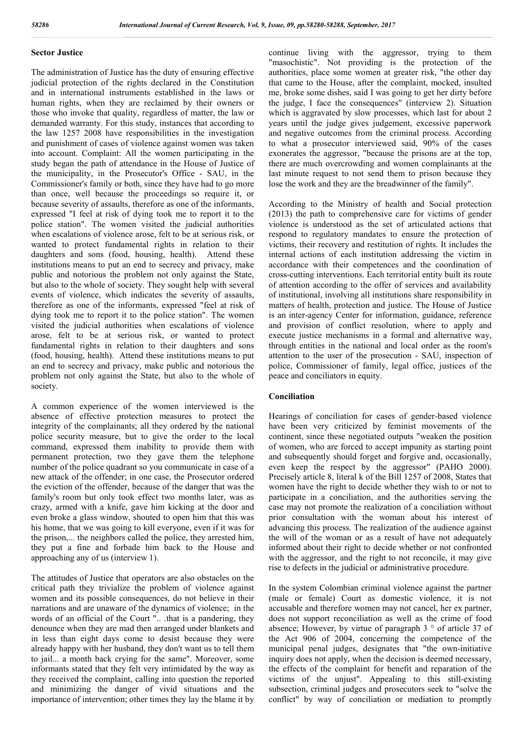**Sector Justice**

The administration of Justice has the duty of ensuring effective judicial protection of the rights declared in the Constitution and in international instruments established in the laws or human rights, when they are reclaimed by their owners or those who invoke that quality, regardless of matter, the law or demanded warranty. For this study, instances that according to the law 1257 2008 have responsibilities in the investigation and punishment of cases of violence against women was taken into account. Complaint: All the women participating in the study began the path of attendance in the House of Justice of the municipality, in the Prosecutor's Office - SAU, in the Commissioner's family or both, since they have had to go more than once, well because the proceedings so require it, or because severity of assaults, therefore as one of the informants, expressed "I feel at risk of dying took me to report it to the police station". The women visited the judicial authorities when escalations of violence arose, felt to be at serious risk, or wanted to protect fundamental rights in relation to their daughters and sons (food, housing, health). Attend these institutions means to put an end to secrecy and privacy, make public and notorious the problem not only against the State, but also to the whole of society. They sought help with several events of violence, which indicates the severity of assaults, therefore as one of the informants, expressed "feel at risk of dying took me to report it to the police station". The women visited the judicial authorities when escalations of violence arose, felt to be at serious risk, or wanted to protect fundamental rights in relation to their daughters and sons (food, housing, health). Attend these institutions means to put an end to secrecy and privacy, make public and notorious the problem not only against the State, but also to the whole of society.

A common experience of the women interviewed is the absence of effective protection measures to protect the integrity of the complainants; all they ordered by the national police security measure, but to give the order to the local command, expressed them inability to provide them with permanent protection, two they gave them the telephone number of the police quadrant so you communicate in case of a new attack of the offender; in one case, the Prosecutor ordered the eviction of the offender, because of the danger that was the family's room but only took effect two months later, was as crazy, armed with a knife, gave him kicking at the door and even broke a glass window, shouted to open him that this was his home, that we was going to kill everyone, even if it was for the prison,... the neighbors called the police, they arrested him, they put a fine and forbade him back to the House and approaching any of us (interview 1).

The attitudes of Justice that operators are also obstacles on the critical path they trivialize the problem of violence against women and its possible consequences, do not believe in their narrations and are unaware of the dynamics of violence; in the words of an official of the Court ".. .that is a pandering, they denounce when they are mad then arranged under blankets and in less than eight days come to desist because they were already happy with her husband, they don't want us to tell them to jail... a month back crying for the same". Moreover, some informants stated that they felt very intimidated by the way as they received the complaint, calling into question the reported and minimizing the danger of vivid situations and the importance of intervention; other times they lay the blame it by continue living with the aggressor, trying to them "masochistic". Not providing is the protection of the authorities, place some women at greater risk, "the other day that came to the House, after the complaint, mocked, insulted me, broke some dishes, said I was going to get her dirty before the judge, I face the consequences" (interview 2). Situation which is aggravated by slow processes, which last for about 2 years until the judge gives judgement, excessive paperwork and negative outcomes from the criminal process. According to what a prosecutor interviewed said, 90% of the cases exonerates the aggressor, "because the prisons are at the top, there are much overcrowding and women complainants at the last minute request to not send them to prison because they lose the work and they are the breadwinner of the family".

According to the Ministry of health and Social protection (2013) the path to comprehensive care for victims of gender violence is understood as the set of articulated actions that respond to regulatory mandates to ensure the protection of victims, their recovery and restitution of rights. It includes the internal actions of each institution addressing the victim in accordance with their competences and the coordination of cross-cutting interventions. Each territorial entity built its route of attention according to the offer of services and availability of institutional, involving all institutions share responsibility in matters of health, protection and justice. The House of Justice is an inter-agency Center for information, guidance, reference and provision of conflict resolution, where to apply and execute justice mechanisms in a formal and alternative way, through entities in the national and local order as the room's attention to the user of the prosecution - SAU, inspection of police, Commissioner of family, legal office, justices of the peace and conciliators in equity.

**Conciliation**

Hearings of conciliation for cases of gender-based violence have been very criticized by feminist movements of the continent, since these negotiated outputs "weaken the position of women, who are forced to accept impunity as starting point and subsequently should forget and forgive and, occasionally, even keep the respect by the aggressor" (PAHO 2000). Precisely article 8, literal k of the Bill 1257 of 2008, States that women have the right to decide whether they wish to or not to participate in a conciliation, and the authorities serving the case may not promote the realization of a conciliation without prior consultation with the woman about his interest of advancing this process. The realization of the audience against the will of the woman or as a result of have not adequately informed about their right to decide whether or not confronted with the aggressor, and the right to not reconcile, it may give rise to defects in the judicial or administrative procedure.

In the system Colombian criminal violence against the partner (male or female) Court as domestic violence, it is not accusable and therefore women may not cancel, her ex partner, does not support reconciliation as well as the crime of food absence; However, by virtue of paragraph 3 ° of article 37 of the Act 906 of 2004, concerning the competence of the municipal penal judges, designates that "the own-initiative inquiry does not apply, when the decision is deemed necessary, the effects of the complaint for benefit and reparation of the victims of the unjust". Appealing to this still-existing subsection, criminal judges and prosecutors seek to "solve the conflict" by way of conciliation or mediation to promptly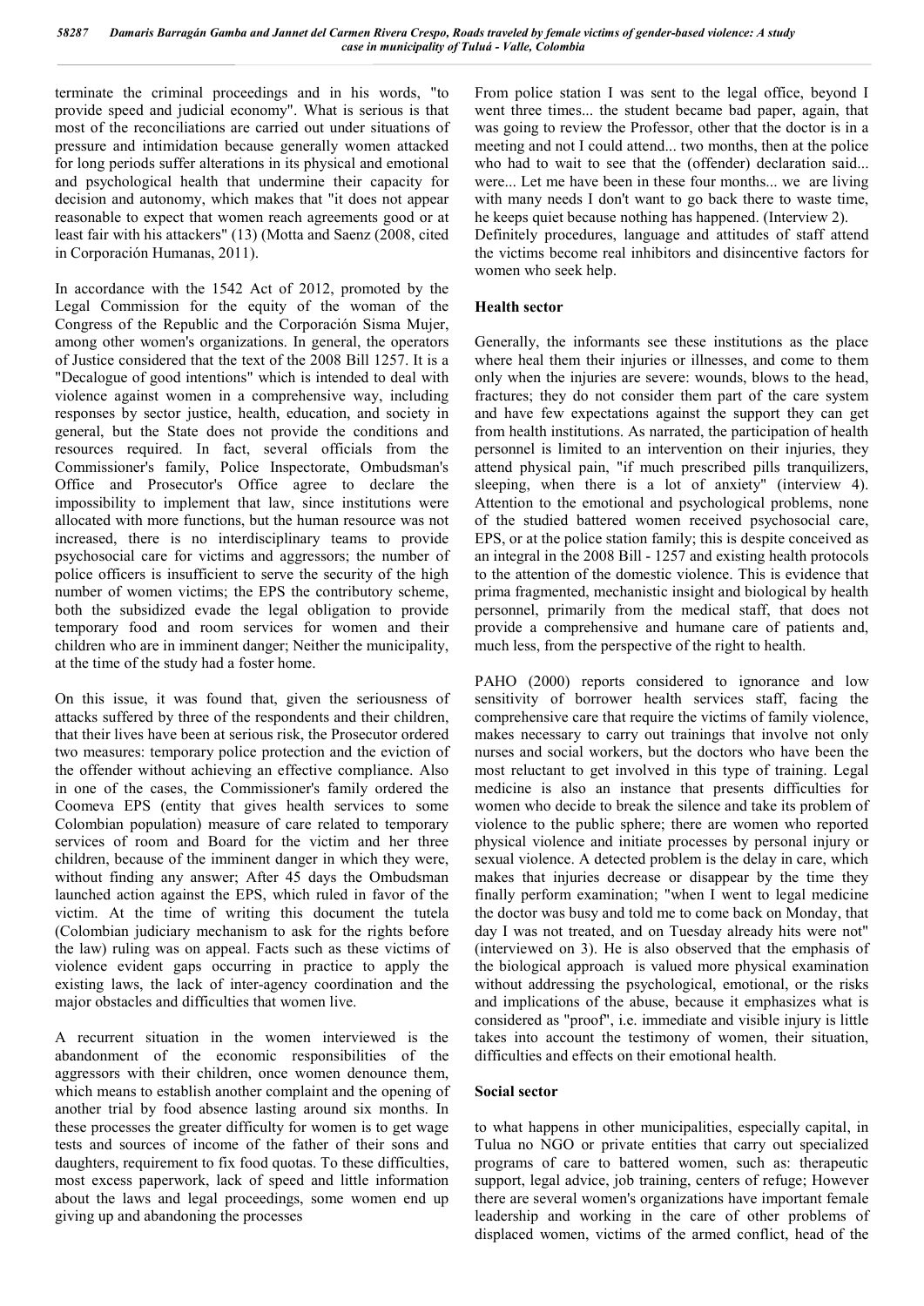terminate the criminal proceedings and in his words, "to provide speed and judicial economy". What is serious is that most of the reconciliations are carried out under situations of pressure and intimidation because generally women attacked for long periods suffer alterations in its physical and emotional and psychological health that undermine their capacity for decision and autonomy, which makes that "it does not appear reasonable to expect that women reach agreements good or at least fair with his attackers" (13) (Motta and Saenz (2008, cited in Corporación Humanas, 2011).

In accordance with the 1542 Act of 2012, promoted by the Legal Commission for the equity of the woman of the Congress of the Republic and the Corporación Sisma Mujer, among other women's organizations. In general, the operators of Justice considered that the text of the 2008 Bill 1257. It is a "Decalogue of good intentions" which is intended to deal with violence against women in a comprehensive way, including responses by sector justice, health, education, and society in general, but the State does not provide the conditions and resources required. In fact, several officials from the Commissioner's family, Police Inspectorate, Ombudsman's Office and Prosecutor's Office agree to declare the impossibility to implement that law, since institutions were allocated with more functions, but the human resource was not increased, there is no interdisciplinary teams to provide psychosocial care for victims and aggressors; the number of police officers is insufficient to serve the security of the high number of women victims; the EPS the contributory scheme, both the subsidized evade the legal obligation to provide temporary food and room services for women and their children who are in imminent danger; Neither the municipality, at the time of the study had a foster home.

On this issue, it was found that, given the seriousness of attacks suffered by three of the respondents and their children, that their lives have been at serious risk, the Prosecutor ordered two measures: temporary police protection and the eviction of the offender without achieving an effective compliance. Also in one of the cases, the Commissioner's family ordered the Coomeva EPS (entity that gives health services to some Colombian population) measure of care related to temporary services of room and Board for the victim and her three children, because of the imminent danger in which they were, without finding any answer; After 45 days the Ombudsman launched action against the EPS, which ruled in favor of the victim. At the time of writing this document the tutela (Colombian judiciary mechanism to ask for the rights before the law) ruling was on appeal. Facts such as these victims of violence evident gaps occurring in practice to apply the existing laws, the lack of inter-agency coordination and the major obstacles and difficulties that women live.

A recurrent situation in the women interviewed is the abandonment of the economic responsibilities of the aggressors with their children, once women denounce them, which means to establish another complaint and the opening of another trial by food absence lasting around six months. In these processes the greater difficulty for women is to get wage tests and sources of income of the father of their sons and daughters, requirement to fix food quotas. To these difficulties, most excess paperwork, lack of speed and little information about the laws and legal proceedings, some women end up giving up and abandoning the processes

From police station I was sent to the legal office, beyond I went three times... the student became bad paper, again, that was going to review the Professor, other that the doctor is in a meeting and not I could attend... two months, then at the police who had to wait to see that the (offender) declaration said... were... Let me have been in these four months... we are living with many needs I don't want to go back there to waste time, he keeps quiet because nothing has happened. (Interview 2).

Definitely procedures, language and attitudes of staff attend the victims become real inhibitors and disincentive factors for women who seek help.

## Health sector

Generally, the informants see these institutions as the place where heal them their injuries or illnesses, and come to them only when the injuries are severe: wounds, blows to the head, fractures; they do not consider them part of the care system and have few expectations against the support they can get from health institutions. As narrated, the participation of health personnel is limited to an intervention on their injuries, they attend physical pain, "if much prescribed pills tranquilizers, sleeping, when there is a lot of anxiety" (interview 4). Attention to the emotional and psychological problems, none of the studied battered women received psychosocial care, EPS, or at the police station family; this is despite conceived as an integral in the 2008 Bill - 1257 and existing health protocols to the attention of the domestic violence. This is evidence that prima fragmented, mechanistic insight and biological by health personnel, primarily from the medical staff, that does not provide a comprehensive and humane care of patients and, much less, from the perspective of the right to health.

PAHO (2000) reports considered to ignorance and low sensitivity of borrower health services staff, facing the comprehensive care that require the victims of family violence, makes necessary to carry out trainings that involve not only nurses and social workers, but the doctors who have been the most reluctant to get involved in this type of training. Legal medicine is also an instance that presents difficulties for women who decide to break the silence and take its problem of violence to the public sphere; there are women who reported physical violence and initiate processes by personal injury or sexual violence. A detected problem is the delay in care, which makes that injuries decrease or disappear by the time they finally perform examination; "when I went to legal medicine the doctor was busy and told me to come back on Monday, that day I was not treated, and on Tuesday already hits were not" (interviewed on 3). He is also observed that the emphasis of the biological approach is valued more physical examination without addressing the psychological, emotional, or the risks and implications of the abuse, because it emphasizes what is considered as "proof", i.e. immediate and visible injury is little takes into account the testimony of women, their situation, difficulties and effects on their emotional health.

## Social sector

to what happens in other municipalities, especially capital, in Tulua no NGO or private entities that carry out specialized programs of care to battered women, such as: therapeutic support, legal advice, job training, centers of refuge; However there are several women's organizations have important female leadership and working in the care of other problems of displaced women, victims of the armed conflict, head of the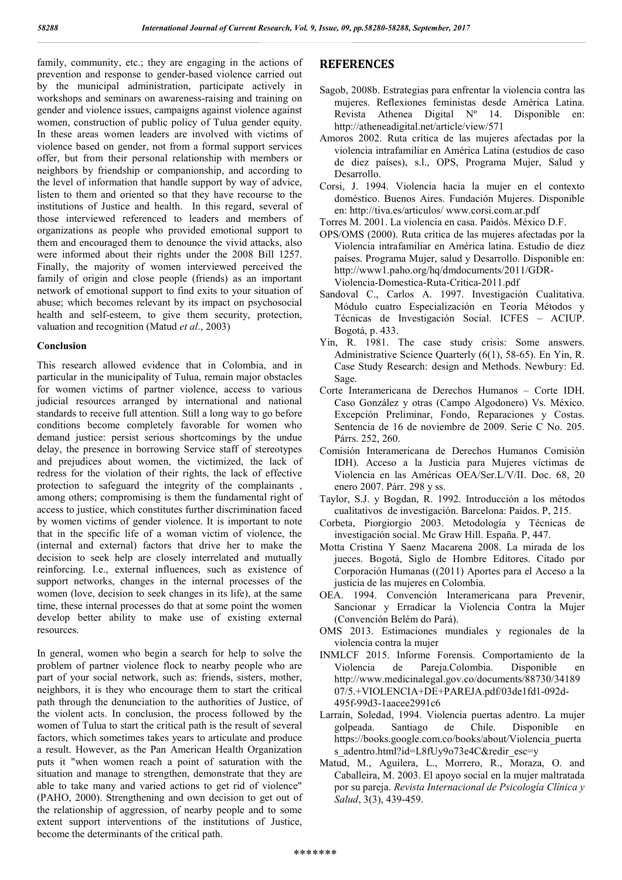family, community, etc.; they are engaging in the actions of prevention and response to gender-based violence carried out by the municipal administration, participate actively in workshops and seminars on awareness-raising and training on gender and violence issues, campaigns against violence against women, construction of public policy of Tulua gender equity. In these areas women leaders are involved with victims of violence based on gender, not from a formal support services offer, but from their personal relationship with members or neighbors by friendship or companionship, and according to the level of information that handle support by way of advice, listen to them and oriented so that they have recourse to the institutions of Justice and health. In this regard, several of those interviewed referenced to leaders and members of organizations as people who provided emotional support to them and encouraged them to denounce the vivid attacks, also were informed about their rights under the 2008 Bill 1257. Finally, the majority of women interviewed perceived the family of origin and close people (friends) as an important network of emotional support to find exits to your situation of abuse; which becomes relevant by its impact on psychosocial health and self-esteem, to give them security, protection, valuation and recognition (Matud *et al*., 2003)

### Conclusion

This research allowed evidence that in Colombia, and in particular in the municipality of Tulua, remain major obstacles for women victims of partner violence, access to various judicial resources arranged by international and national standards to receive full attention. Still a long way to go before conditions become completely favorable for women who demand justice: persist serious shortcomings by the undue delay, the presence in borrowing Service staff of stereotypes and prejudices about women, the victimized, the lack of redress for the violation of their rights, the lack of effective protection to safeguard the integrity of the complainants , among others; compromising is them the fundamental right of access to justice, which constitutes further discrimination faced by women victims of gender violence. It is important to note that in the specific life of a woman victim of violence, the (internal and external) factors that drive her to make the decision to seek help are closely interrelated and mutually reinforcing. I.e., external influences, such as existence of support networks, changes in the internal processes of the women (love, decision to seek changes in its life), at the same time, these internal processes do that at some point the women develop better ability to make use of existing external resources.

In general, women who begin a search for help to solve the problem of partner violence flock to nearby people who are part of your social network, such as: friends, sisters, mother, neighbors, it is they who encourage them to start the critical path through the denunciation to the authorities of Justice, of the violent acts. In conclusion, the process followed by the women of Tulua to start the critical path is the result of several factors, which sometimes takes years to articulate and produce a result. However, as the Pan American Health Organization puts it "when women reach a point of saturation with the situation and manage to strengthen, demonstrate that they are able to take many and varied actions to get rid of violence" (PAHO, 2000). Strengthening and own decision to get out of the relationship of aggression, of nearby people and to some extent support interventions of the institutions of Justice, become the determinants of the critical path.

## REFERENCES

Sagob, 2008b. Estrategias para enfrentar la violencia contra las mujeres. Reflexiones feministas desde América Latina. Revista Athenea Digital Nº 14. Disponible en: http://atheneadigital.net/article/view/571

Amoros 2002. Ruta crítica de las mujeres afectadas por la violencia intrafamiliar en América Latina (estudios de caso de diez países), s.l., OPS, Programa Mujer, Salud y Desarrollo.

Corsi, J. 1994. Violencia hacia la mujer en el contexto doméstico. Buenos Aires. Fundación Mujeres. Disponible en: http://tiva.es/articulos/ www.corsi.com.ar.pdf

Torres M. 2001. La violencia en casa. Paidós. México D.F.

OPS/OMS (2000). Ruta crítica de las mujeres afectadas por la Violencia intrafamiliar en América latina. Estudio de diez países. Programa Mujer, salud y Desarrollo. Disponible en: http://www1.paho.org/hq/dmdocuments/2011/GDR-Violencia-Domestica-Ruta-Critica-2011.pdf

Sandoval C., Carlos A. 1997. Investigación Cualitativa. Módulo cuatro Especialización en Teoría Métodos y Técnicas de Investigación Social. ICFES – ACIUP. Bogotá, p. 433.

Yin, R. 1981. The case study crisis: Some answers. Administrative Science Quarterly (6(1), 58-65). En Yin, R. Case Study Research: design and Methods. Newbury: Ed. Sage.

Corte Interamericana de Derechos Humanos – Corte IDH. Caso González y otras (Campo Algodonero) Vs. México. Excepción Preliminar, Fondo, Reparaciones y Costas. Sentencia de 16 de noviembre de 2009. Serie C No. 205. Párrs. 252, 260.

Comisión Interamericana de Derechos Humanos Comisión IDH). Acceso a la Justicia para Mujeres víctimas de Violencia en las Américas OEA/Ser.L/V/II. Doc. 68, 20 enero 2007. Párr. 298 y ss.

Taylor, S.J. y Bogdan, R. 1992. Introducción a los métodos cualitativos de investigación. Barcelona: Paidos. P, 215.

Corbeta, Piorgiorgio 2003. Metodología y Técnicas de investigación social. Mc Graw Hill. España. P, 447.

Motta Cristina Y Saenz Macarena 2008. La mirada de los jueces. Bogotá, Siglo de Hombre Editores. Citado por Corporación Humanas ((2011) Aportes para el Acceso a la justicia de las mujeres en Colombia.

OEA. 1994. Convención Interamericana para Prevenir, Sancionar y Erradicar la Violencia Contra la Mujer (Convención Belém do Pará).

OMS 2013. Estimaciones mundiales y regionales de la violencia contra la mujer

INMLCF 2015. Informe Forensis. Comportamiento de la Violencia de Pareja.Colombia. Disponible en http://www.medicinalegal.gov.co/documents/88730/3418907/5.+VIOLENCIA+DE+PAREJA.pdf/03de1fd1-092d-495f-99d3-1aacee2991c6

Larraín, Soledad, 1994. Violencia puertas adentro. La mujer golpeada. Santiago de Chile. Disponible en https://books.google.com.co/books/about/Violencia_puertas_adentro.html?id=L8fUy9o73e4C&redir_esc=y

Matud, M., Aguilera, L., Morrero, R., Moraza, O. and Caballeira, M. 2003. El apoyo social en la mujer maltratada por su pareja. *Revista Internacional de Psicología Clínica y Salud*, 3(3), 439-459.

\*\*\*\*\*\*\*